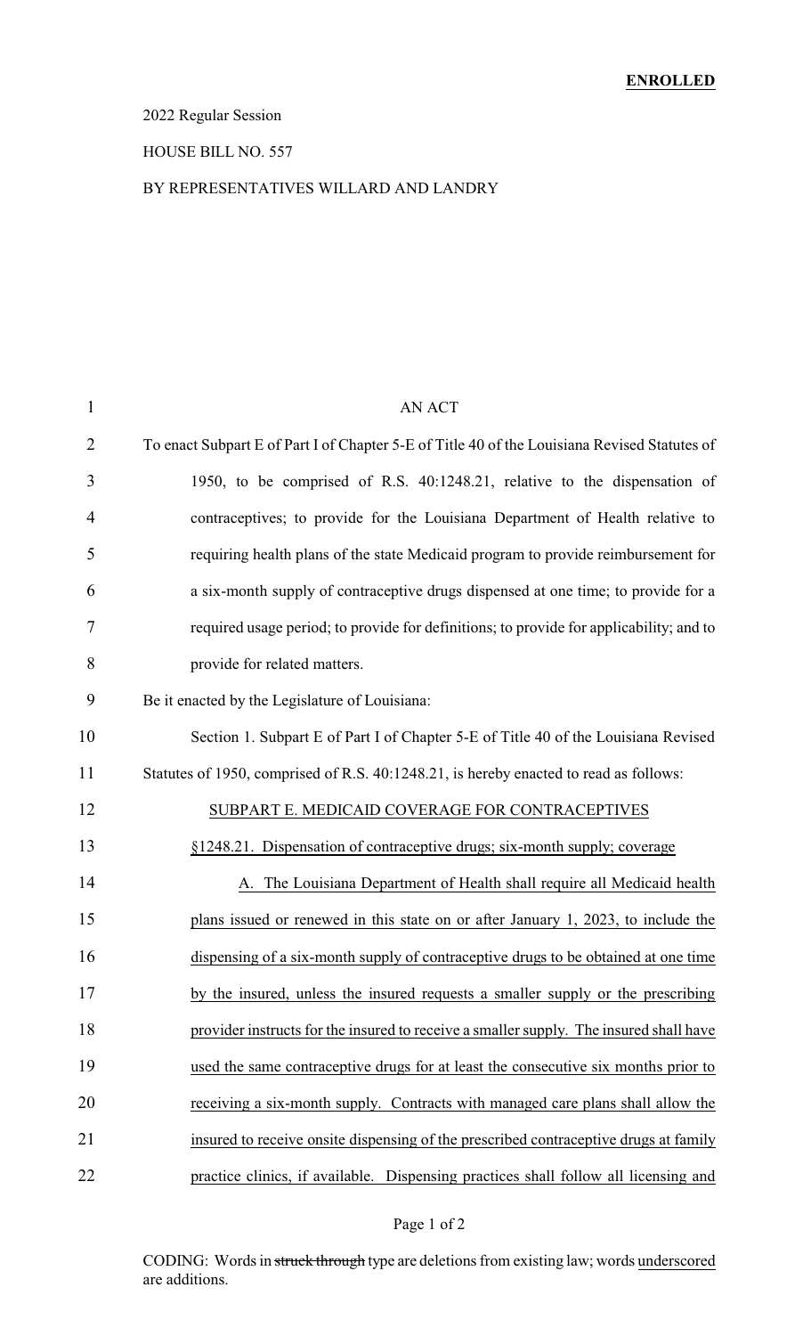**ENROLLED**

2022 Regular Session

HOUSE BILL NO. 557

BY REPRESENTATIVES WILLARD AND LANDRY

AN ACT

To enact Subpart E of Part I of Chapter 5-E of Title 40 of the Louisiana Revised Statutes of 1950, to be comprised of R.S. 40:1248.21, relative to the dispensation of contraceptives; to provide for the Louisiana Department of Health relative to requiring health plans of the state Medicaid program to provide reimbursement for a six-month supply of contraceptive drugs dispensed at one time; to provide for a required usage period; to provide for definitions; to provide for applicability; and to provide for related matters.

Be it enacted by the Legislature of Louisiana:

Section 1. Subpart E of Part I of Chapter 5-E of Title 40 of the Louisiana Revised Statutes of 1950, comprised of R.S. 40:1248.21, is hereby enacted to read as follows:

SUBPART E. MEDICAID COVERAGE FOR CONTRACEPTIVES

§1248.21. Dispensation of contraceptive drugs; six-month supply; coverage

A. The Louisiana Department of Health shall require all Medicaid health plans issued or renewed in this state on or after January 1, 2023, to include the dispensing of a six-month supply of contraceptive drugs to be obtained at one time by the insured, unless the insured requests a smaller supply or the prescribing provider instructs for the insured to receive a smaller supply. The insured shall have used the same contraceptive drugs for at least the consecutive six months prior to receiving a six-month supply. Contracts with managed care plans shall allow the insured to receive onsite dispensing of the prescribed contraceptive drugs at family practice clinics, if available. Dispensing practices shall follow all licensing and

CODING: Words in ~~struck through~~ type are deletions from existing law; words underscored are additions.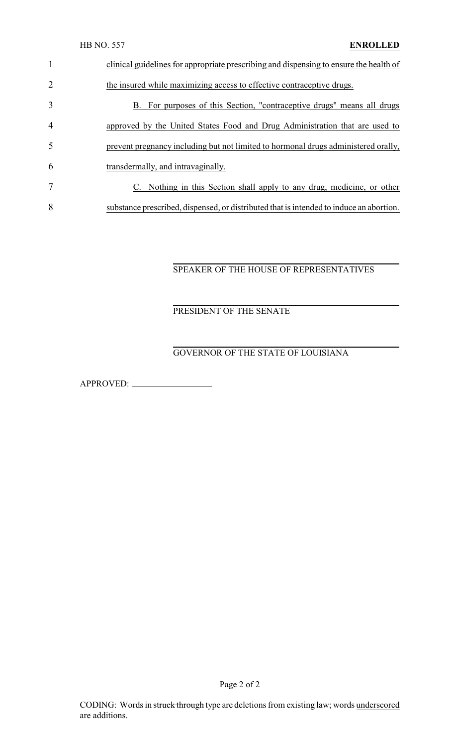clinical guidelines for appropriate prescribing and dispensing to ensure the health of the insured while maximizing access to effective contraceptive drugs.

B. For purposes of this Section, "contraceptive drugs" means all drugs approved by the United States Food and Drug Administration that are used to prevent pregnancy including but not limited to hormonal drugs administered orally, transdermally, and intravaginally.

C. Nothing in this Section shall apply to any drug, medicine, or other substance prescribed, dispensed, or distributed that is intended to induce an abortion.

SPEAKER OF THE HOUSE OF REPRESENTATIVES

PRESIDENT OF THE SENATE

GOVERNOR OF THE STATE OF LOUISIANA

APPROVED: ____________________

CODING: Words in ~~struck through~~ type are deletions from existing law; words underscored are additions.